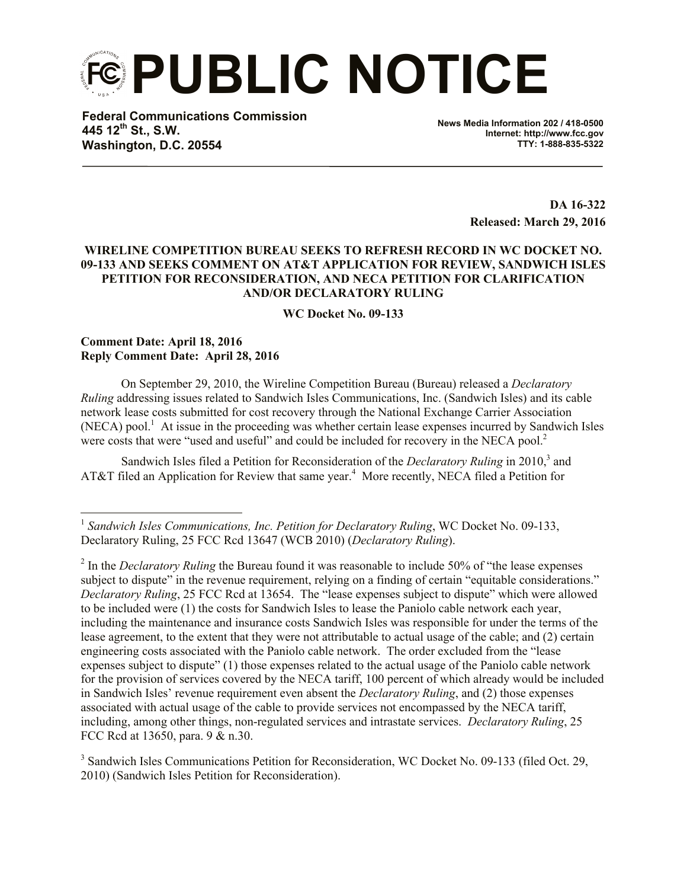# PUBLIC NOTICE

**Federal Communications Commission**
**445 12th St., S.W.**
**Washington, D.C. 20554**

**News Media Information 202 / 418-0500**
**Internet: http://www.fcc.gov**
**TTY: 1-888-835-5322**

**DA 16-322**
**Released: March 29, 2016**

**WIRELINE COMPETITION BUREAU SEEKS TO REFRESH RECORD IN WC DOCKET NO. 09-133 AND SEEKS COMMENT ON AT&T APPLICATION FOR REVIEW, SANDWICH ISLES PETITION FOR RECONSIDERATION, AND NECA PETITION FOR CLARIFICATION AND/OR DECLARATORY RULING**

**WC Docket No. 09-133**

**Comment Date: April 18, 2016**
**Reply Comment Date: April 28, 2016**

On September 29, 2010, the Wireline Competition Bureau (Bureau) released a *Declaratory Ruling* addressing issues related to Sandwich Isles Communications, Inc. (Sandwich Isles) and its cable network lease costs submitted for cost recovery through the National Exchange Carrier Association (NECA) pool.[1] At issue in the proceeding was whether certain lease expenses incurred by Sandwich Isles were costs that were "used and useful" and could be included for recovery in the NECA pool.[2]

Sandwich Isles filed a Petition for Reconsideration of the *Declaratory Ruling* in 2010,[3] and AT&T filed an Application for Review that same year.[4] More recently, NECA filed a Petition for

---

[1] *Sandwich Isles Communications, Inc. Petition for Declaratory Ruling*, WC Docket No. 09-133, Declaratory Ruling, 25 FCC Rcd 13647 (WCB 2010) (*Declaratory Ruling*).

[2] In the *Declaratory Ruling* the Bureau found it was reasonable to include 50% of "the lease expenses subject to dispute" in the revenue requirement, relying on a finding of certain "equitable considerations." *Declaratory Ruling*, 25 FCC Rcd at 13654. The "lease expenses subject to dispute" which were allowed to be included were (1) the costs for Sandwich Isles to lease the Paniolo cable network each year, including the maintenance and insurance costs Sandwich Isles was responsible for under the terms of the lease agreement, to the extent that they were not attributable to actual usage of the cable; and (2) certain engineering costs associated with the Paniolo cable network. The order excluded from the "lease expenses subject to dispute" (1) those expenses related to the actual usage of the Paniolo cable network for the provision of services covered by the NECA tariff, 100 percent of which already would be included in Sandwich Isles' revenue requirement even absent the *Declaratory Ruling*, and (2) those expenses associated with actual usage of the cable to provide services not encompassed by the NECA tariff, including, among other things, non-regulated services and intrastate services. *Declaratory Ruling*, 25 FCC Rcd at 13650, para. 9 & n.30.

[3] Sandwich Isles Communications Petition for Reconsideration, WC Docket No. 09-133 (filed Oct. 29, 2010) (Sandwich Isles Petition for Reconsideration).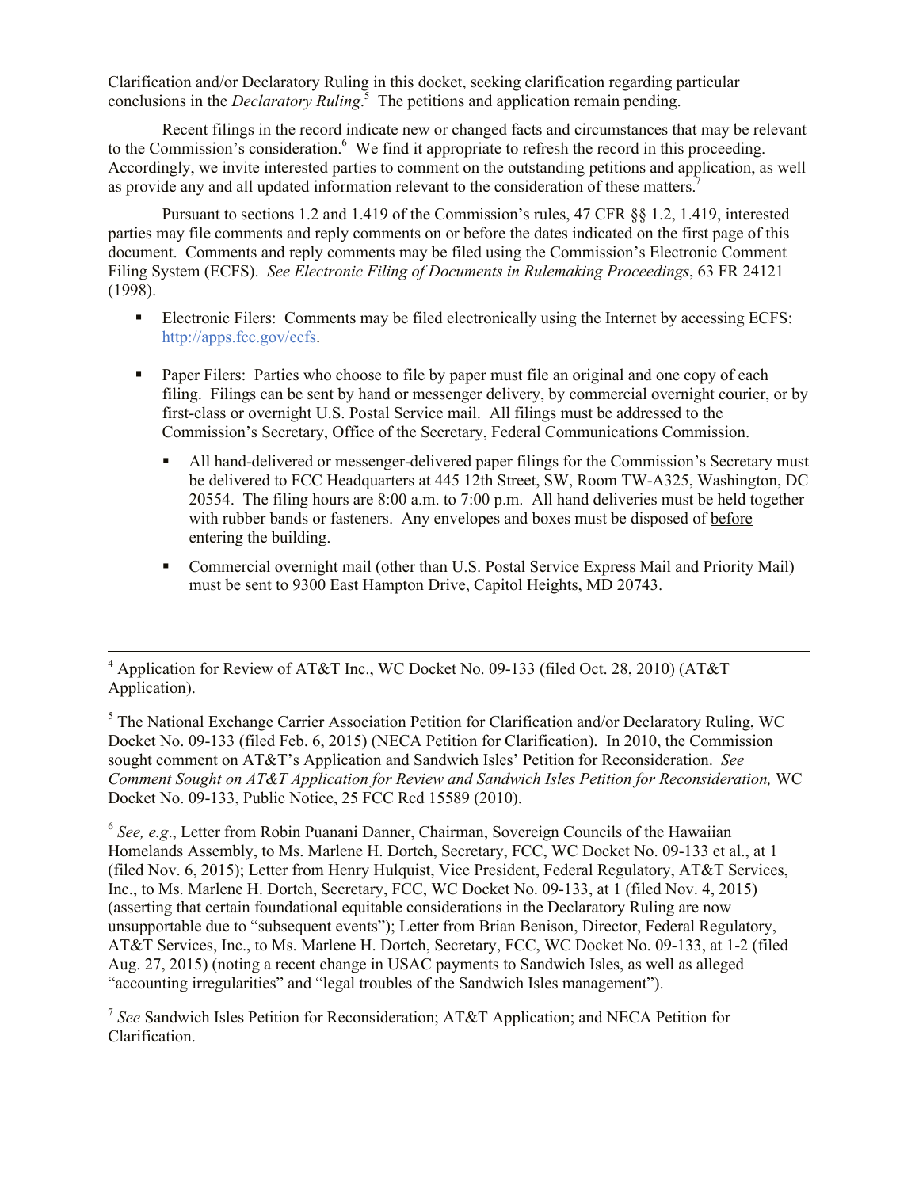Clarification and/or Declaratory Ruling in this docket, seeking clarification regarding particular conclusions in the *Declaratory Ruling*.[5] The petitions and application remain pending.

Recent filings in the record indicate new or changed facts and circumstances that may be relevant to the Commission's consideration.[6] We find it appropriate to refresh the record in this proceeding. Accordingly, we invite interested parties to comment on the outstanding petitions and application, as well as provide any and all updated information relevant to the consideration of these matters.[7]

Pursuant to sections 1.2 and 1.419 of the Commission's rules, 47 CFR §§ 1.2, 1.419, interested parties may file comments and reply comments on or before the dates indicated on the first page of this document. Comments and reply comments may be filed using the Commission's Electronic Comment Filing System (ECFS). *See Electronic Filing of Documents in Rulemaking Proceedings*, 63 FR 24121 (1998).

- Electronic Filers: Comments may be filed electronically using the Internet by accessing ECFS: http://apps.fcc.gov/ecfs.

- Paper Filers: Parties who choose to file by paper must file an original and one copy of each filing. Filings can be sent by hand or messenger delivery, by commercial overnight courier, or by first-class or overnight U.S. Postal Service mail. All filings must be addressed to the Commission's Secretary, Office of the Secretary, Federal Communications Commission.

  - All hand-delivered or messenger-delivered paper filings for the Commission's Secretary must be delivered to FCC Headquarters at 445 12th Street, SW, Room TW-A325, Washington, DC 20554. The filing hours are 8:00 a.m. to 7:00 p.m. All hand deliveries must be held together with rubber bands or fasteners. Any envelopes and boxes must be disposed of before entering the building.

  - Commercial overnight mail (other than U.S. Postal Service Express Mail and Priority Mail) must be sent to 9300 East Hampton Drive, Capitol Heights, MD 20743.

---

[4] Application for Review of AT&T Inc., WC Docket No. 09-133 (filed Oct. 28, 2010) (AT&T Application).

[5] The National Exchange Carrier Association Petition for Clarification and/or Declaratory Ruling, WC Docket No. 09-133 (filed Feb. 6, 2015) (NECA Petition for Clarification). In 2010, the Commission sought comment on AT&T's Application and Sandwich Isles' Petition for Reconsideration. *See Comment Sought on AT&T Application for Review and Sandwich Isles Petition for Reconsideration,* WC Docket No. 09-133, Public Notice, 25 FCC Rcd 15589 (2010).

[6] *See, e.g*., Letter from Robin Puanani Danner, Chairman, Sovereign Councils of the Hawaiian Homelands Assembly, to Ms. Marlene H. Dortch, Secretary, FCC, WC Docket No. 09-133 et al., at 1 (filed Nov. 6, 2015); Letter from Henry Hulquist, Vice President, Federal Regulatory, AT&T Services, Inc., to Ms. Marlene H. Dortch, Secretary, FCC, WC Docket No. 09-133, at 1 (filed Nov. 4, 2015) (asserting that certain foundational equitable considerations in the Declaratory Ruling are now unsupportable due to "subsequent events"); Letter from Brian Benison, Director, Federal Regulatory, AT&T Services, Inc., to Ms. Marlene H. Dortch, Secretary, FCC, WC Docket No. 09-133, at 1-2 (filed Aug. 27, 2015) (noting a recent change in USAC payments to Sandwich Isles, as well as alleged "accounting irregularities" and "legal troubles of the Sandwich Isles management").

[7] *See* Sandwich Isles Petition for Reconsideration; AT&T Application; and NECA Petition for Clarification.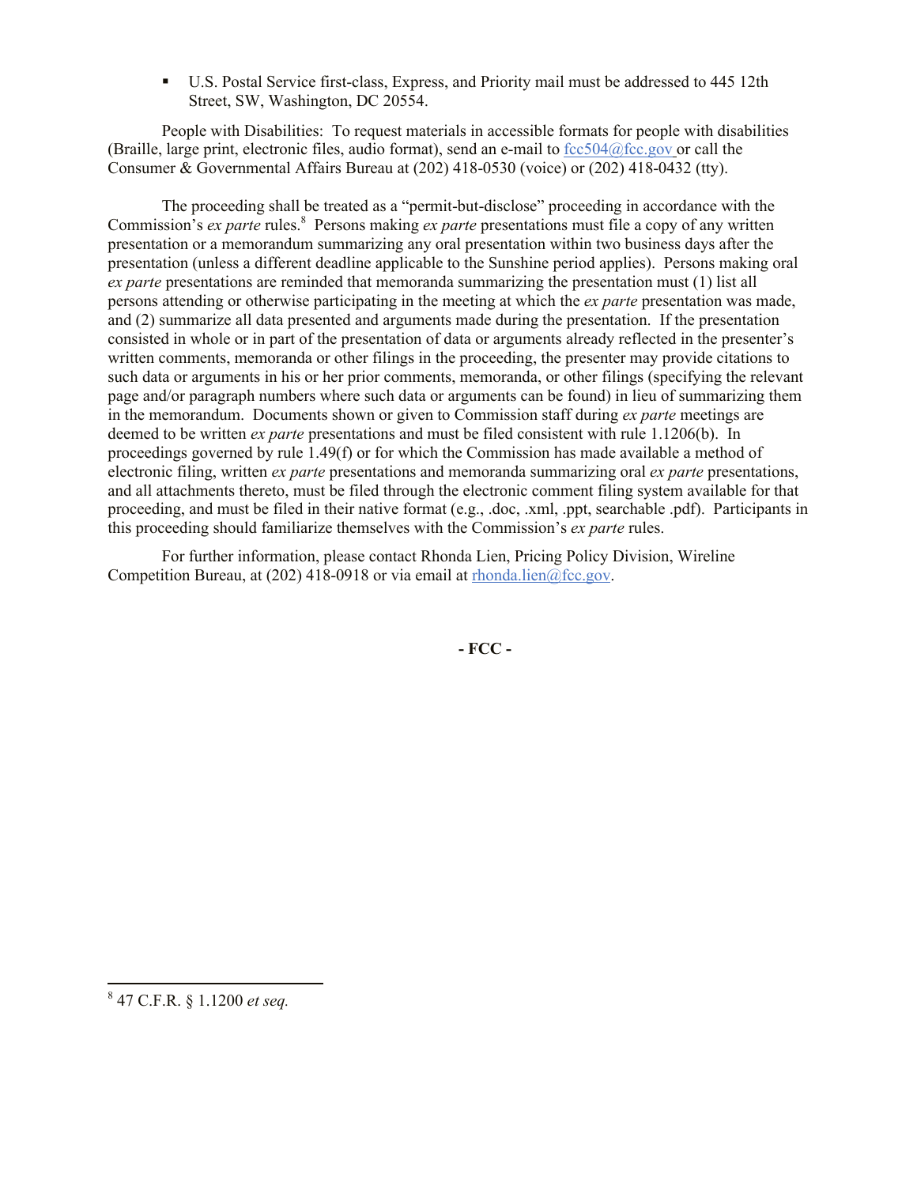- U.S. Postal Service first-class, Express, and Priority mail must be addressed to 445 12th Street, SW, Washington, DC 20554.

People with Disabilities: To request materials in accessible formats for people with disabilities (Braille, large print, electronic files, audio format), send an e-mail to fcc504@fcc.gov or call the Consumer & Governmental Affairs Bureau at (202) 418-0530 (voice) or (202) 418-0432 (tty).

The proceeding shall be treated as a "permit-but-disclose" proceeding in accordance with the Commission's *ex parte* rules.[8] Persons making *ex parte* presentations must file a copy of any written presentation or a memorandum summarizing any oral presentation within two business days after the presentation (unless a different deadline applicable to the Sunshine period applies). Persons making oral *ex parte* presentations are reminded that memoranda summarizing the presentation must (1) list all persons attending or otherwise participating in the meeting at which the *ex parte* presentation was made, and (2) summarize all data presented and arguments made during the presentation. If the presentation consisted in whole or in part of the presentation of data or arguments already reflected in the presenter's written comments, memoranda or other filings in the proceeding, the presenter may provide citations to such data or arguments in his or her prior comments, memoranda, or other filings (specifying the relevant page and/or paragraph numbers where such data or arguments can be found) in lieu of summarizing them in the memorandum. Documents shown or given to Commission staff during *ex parte* meetings are deemed to be written *ex parte* presentations and must be filed consistent with rule 1.1206(b). In proceedings governed by rule 1.49(f) or for which the Commission has made available a method of electronic filing, written *ex parte* presentations and memoranda summarizing oral *ex parte* presentations, and all attachments thereto, must be filed through the electronic comment filing system available for that proceeding, and must be filed in their native format (e.g., .doc, .xml, .ppt, searchable .pdf). Participants in this proceeding should familiarize themselves with the Commission's *ex parte* rules.

For further information, please contact Rhonda Lien, Pricing Policy Division, Wireline Competition Bureau, at (202) 418-0918 or via email at rhonda.lien@fcc.gov.

**- FCC -**

---

[8] 47 C.F.R. § 1.1200 *et seq.*